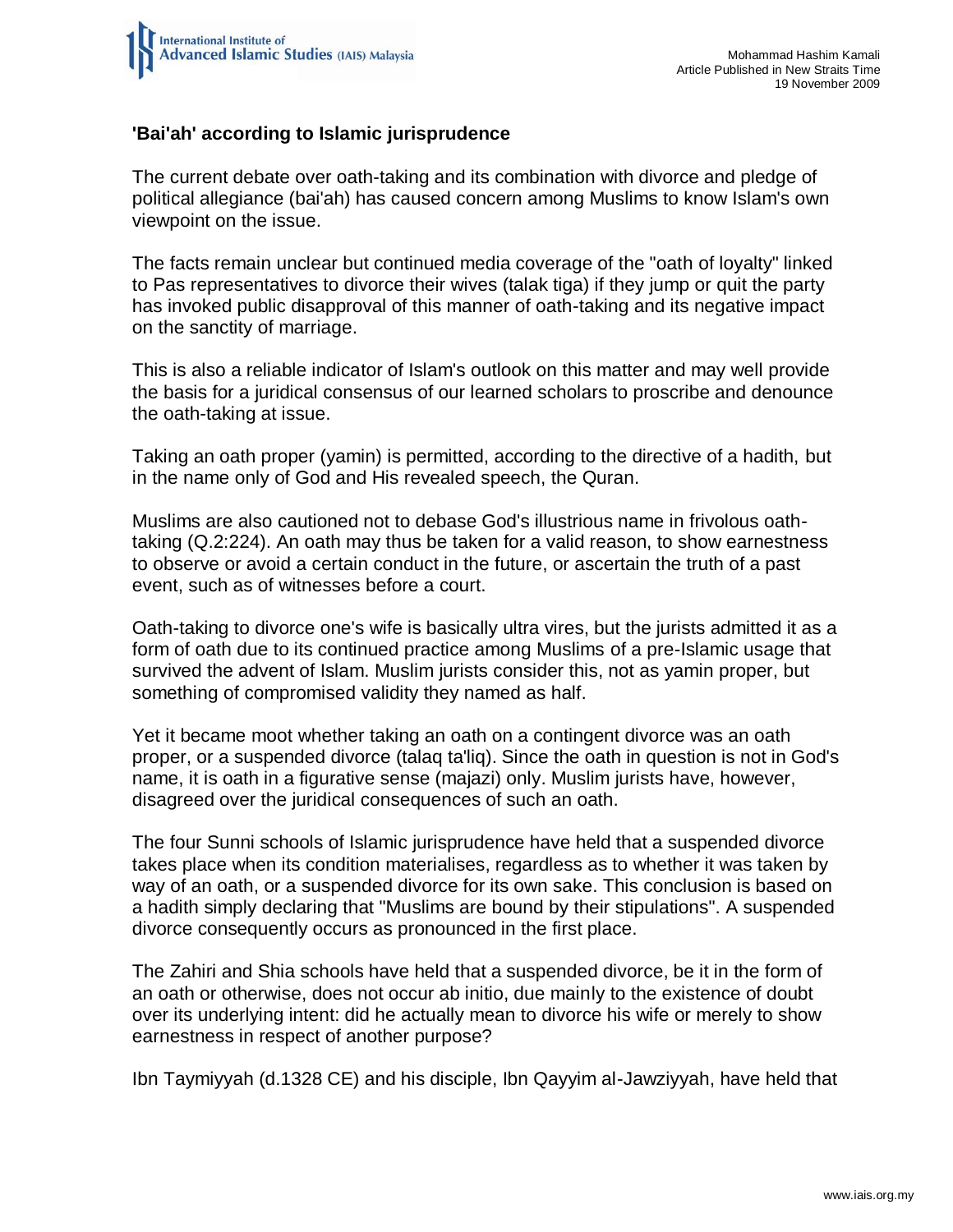Mohammad Hashim Kamali
Article Published in New Straits Time
19 November 2009

## 'Bai'ah' according to Islamic jurisprudence

The current debate over oath-taking and its combination with divorce and pledge of political allegiance (bai'ah) has caused concern among Muslims to know Islam's own viewpoint on the issue.

The facts remain unclear but continued media coverage of the "oath of loyalty" linked to Pas representatives to divorce their wives (talak tiga) if they jump or quit the party has invoked public disapproval of this manner of oath-taking and its negative impact on the sanctity of marriage.

This is also a reliable indicator of Islam's outlook on this matter and may well provide the basis for a juridical consensus of our learned scholars to proscribe and denounce the oath-taking at issue.

Taking an oath proper (yamin) is permitted, according to the directive of a hadith, but in the name only of God and His revealed speech, the Quran.

Muslims are also cautioned not to debase God's illustrious name in frivolous oath-taking (Q.2:224). An oath may thus be taken for a valid reason, to show earnestness to observe or avoid a certain conduct in the future, or ascertain the truth of a past event, such as of witnesses before a court.

Oath-taking to divorce one's wife is basically ultra vires, but the jurists admitted it as a form of oath due to its continued practice among Muslims of a pre-Islamic usage that survived the advent of Islam. Muslim jurists consider this, not as yamin proper, but something of compromised validity they named as half.

Yet it became moot whether taking an oath on a contingent divorce was an oath proper, or a suspended divorce (talaq ta'liq). Since the oath in question is not in God's name, it is oath in a figurative sense (majazi) only. Muslim jurists have, however, disagreed over the juridical consequences of such an oath.

The four Sunni schools of Islamic jurisprudence have held that a suspended divorce takes place when its condition materialises, regardless as to whether it was taken by way of an oath, or a suspended divorce for its own sake. This conclusion is based on a hadith simply declaring that "Muslims are bound by their stipulations". A suspended divorce consequently occurs as pronounced in the first place.

The Zahiri and Shia schools have held that a suspended divorce, be it in the form of an oath or otherwise, does not occur ab initio, due mainly to the existence of doubt over its underlying intent: did he actually mean to divorce his wife or merely to show earnestness in respect of another purpose?

Ibn Taymiyyah (d.1328 CE) and his disciple, Ibn Qayyim al-Jawziyyah, have held that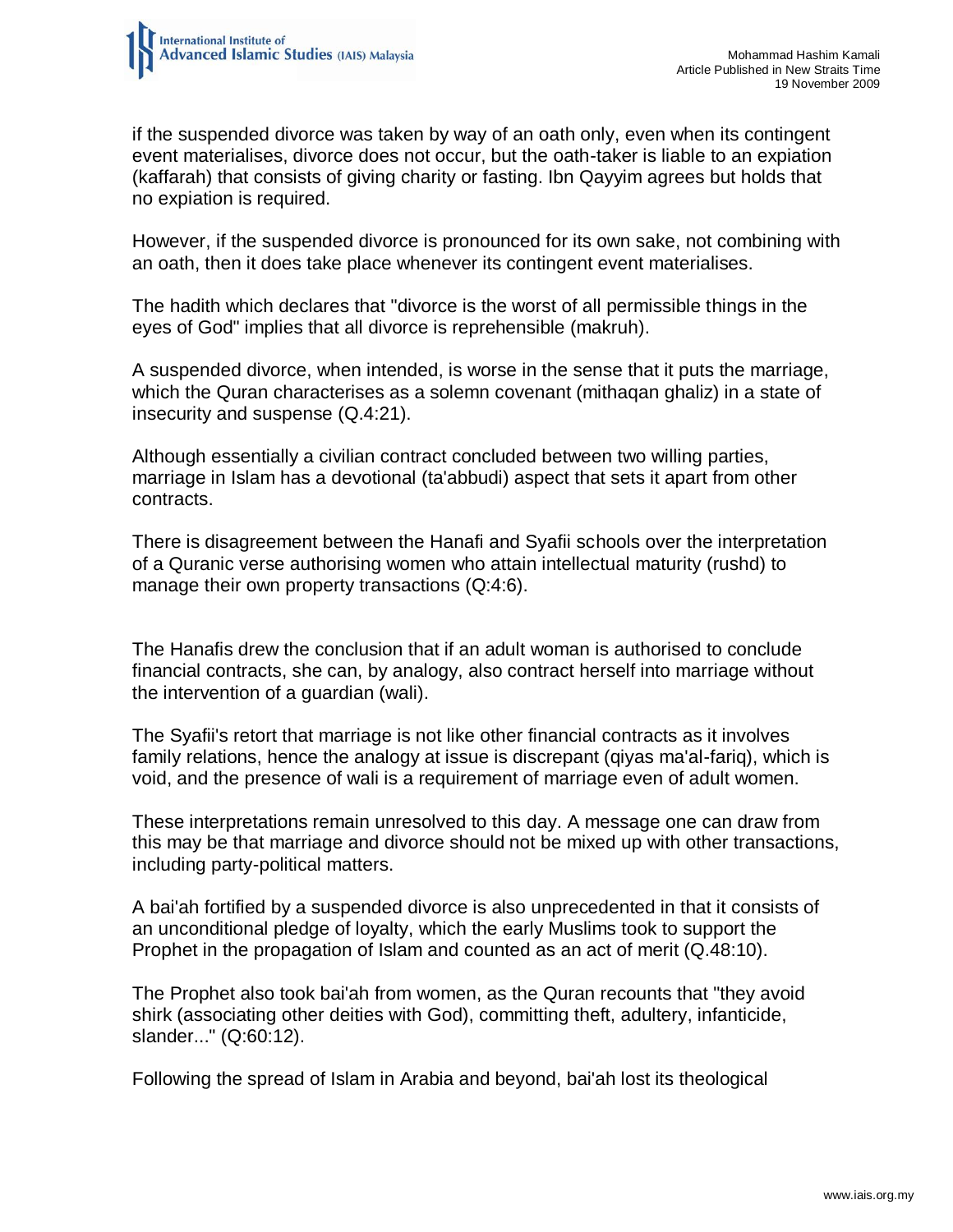if the suspended divorce was taken by way of an oath only, even when its contingent event materialises, divorce does not occur, but the oath-taker is liable to an expiation (kaffarah) that consists of giving charity or fasting. Ibn Qayyim agrees but holds that no expiation is required.

However, if the suspended divorce is pronounced for its own sake, not combining with an oath, then it does take place whenever its contingent event materialises.

The hadith which declares that "divorce is the worst of all permissible things in the eyes of God" implies that all divorce is reprehensible (makruh).

A suspended divorce, when intended, is worse in the sense that it puts the marriage, which the Quran characterises as a solemn covenant (mithaqan ghaliz) in a state of insecurity and suspense (Q.4:21).

Although essentially a civilian contract concluded between two willing parties, marriage in Islam has a devotional (ta'abbudi) aspect that sets it apart from other contracts.

There is disagreement between the Hanafi and Syafii schools over the interpretation of a Quranic verse authorising women who attain intellectual maturity (rushd) to manage their own property transactions (Q:4:6).

The Hanafis drew the conclusion that if an adult woman is authorised to conclude financial contracts, she can, by analogy, also contract herself into marriage without the intervention of a guardian (wali).

The Syafii's retort that marriage is not like other financial contracts as it involves family relations, hence the analogy at issue is discrepant (qiyas ma'al-fariq), which is void, and the presence of wali is a requirement of marriage even of adult women.

These interpretations remain unresolved to this day. A message one can draw from this may be that marriage and divorce should not be mixed up with other transactions, including party-political matters.

A bai'ah fortified by a suspended divorce is also unprecedented in that it consists of an unconditional pledge of loyalty, which the early Muslims took to support the Prophet in the propagation of Islam and counted as an act of merit (Q.48:10).

The Prophet also took bai'ah from women, as the Quran recounts that "they avoid shirk (associating other deities with God), committing theft, adultery, infanticide, slander..." (Q:60:12).

Following the spread of Islam in Arabia and beyond, bai'ah lost its theological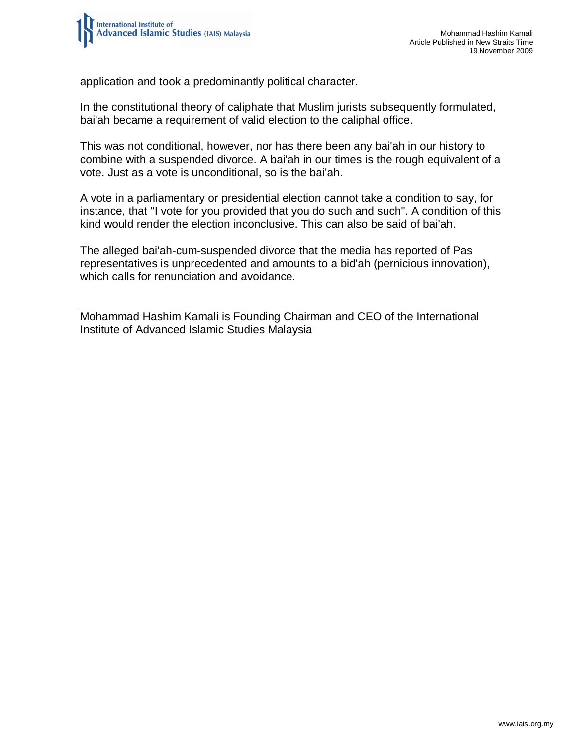application and took a predominantly political character.

In the constitutional theory of caliphate that Muslim jurists subsequently formulated, bai'ah became a requirement of valid election to the caliphal office.

This was not conditional, however, nor has there been any bai'ah in our history to combine with a suspended divorce. A bai'ah in our times is the rough equivalent of a vote. Just as a vote is unconditional, so is the bai'ah.

A vote in a parliamentary or presidential election cannot take a condition to say, for instance, that "I vote for you provided that you do such and such". A condition of this kind would render the election inconclusive. This can also be said of bai'ah.

The alleged bai'ah-cum-suspended divorce that the media has reported of Pas representatives is unprecedented and amounts to a bid'ah (pernicious innovation), which calls for renunciation and avoidance.

---

Mohammad Hashim Kamali is Founding Chairman and CEO of the International Institute of Advanced Islamic Studies Malaysia